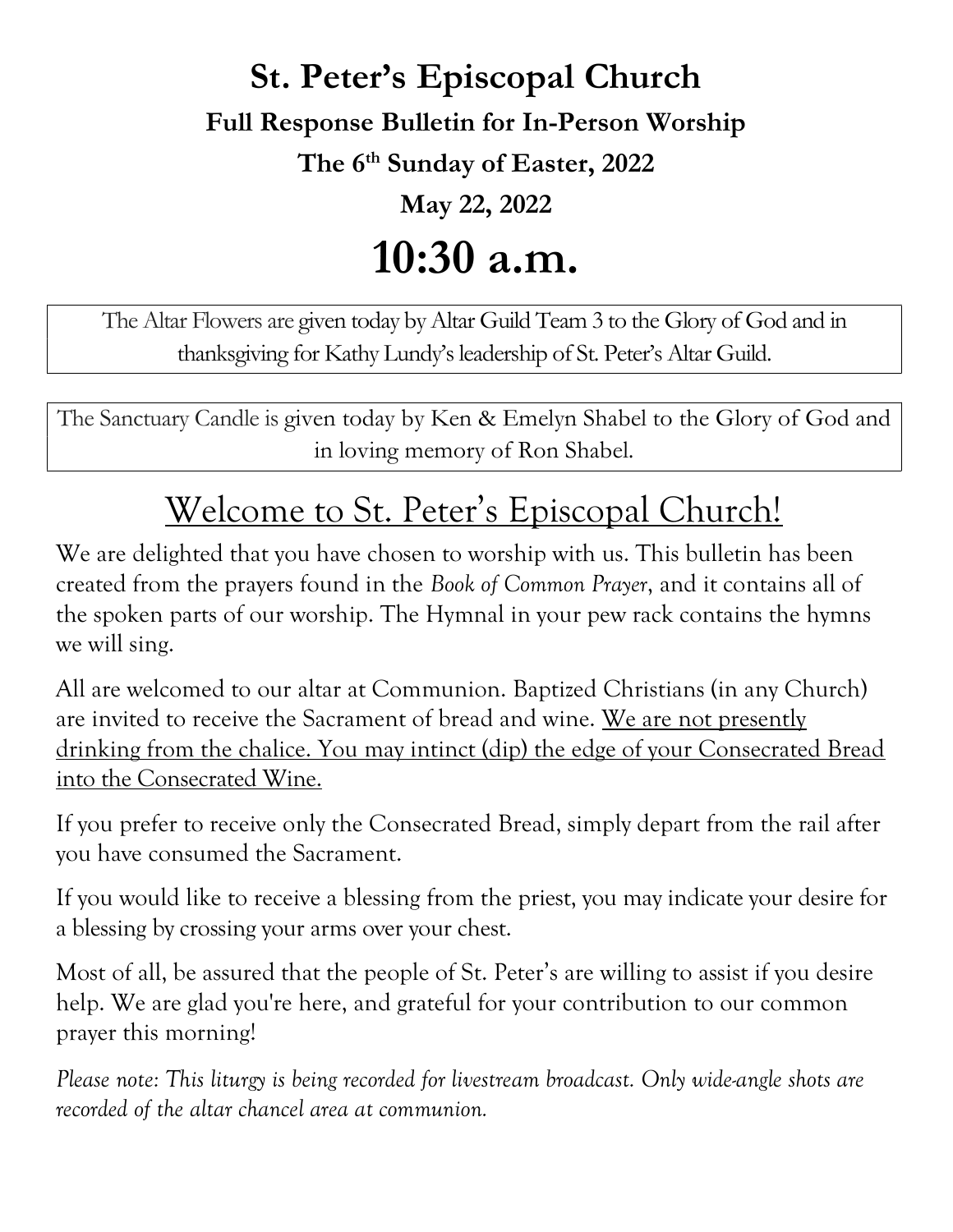# St. Peter's Episcopal Church

## Full Response Bulletin for In-Person Worship

## The 6th Sunday of Easter, 2022

## May 22, 2022

# 10:30 a.m.

The Altar Flowers are given today by Altar Guild Team 3 to the Glory of God and in thanksgiving for Kathy Lundy's leadership of St. Peter's Altar Guild.

The Sanctuary Candle is given today by Ken & Emelyn Shabel to the Glory of God and in loving memory of Ron Shabel.

## Welcome to St. Peter's Episcopal Church!

We are delighted that you have chosen to worship with us. This bulletin has been created from the prayers found in the *Book of Common Prayer*, and it contains all of the spoken parts of our worship. The Hymnal in your pew rack contains the hymns we will sing.

All are welcomed to our altar at Communion. Baptized Christians (in any Church) are invited to receive the Sacrament of bread and wine. We are not presently drinking from the chalice. You may intinct (dip) the edge of your Consecrated Bread into the Consecrated Wine.

If you prefer to receive only the Consecrated Bread, simply depart from the rail after you have consumed the Sacrament.

If you would like to receive a blessing from the priest, you may indicate your desire for a blessing by crossing your arms over your chest.

Most of all, be assured that the people of St. Peter's are willing to assist if you desire help. We are glad you're here, and grateful for your contribution to our common prayer this morning!

*Please note: This liturgy is being recorded for livestream broadcast. Only wide-angle shots are recorded of the altar chancel area at communion.*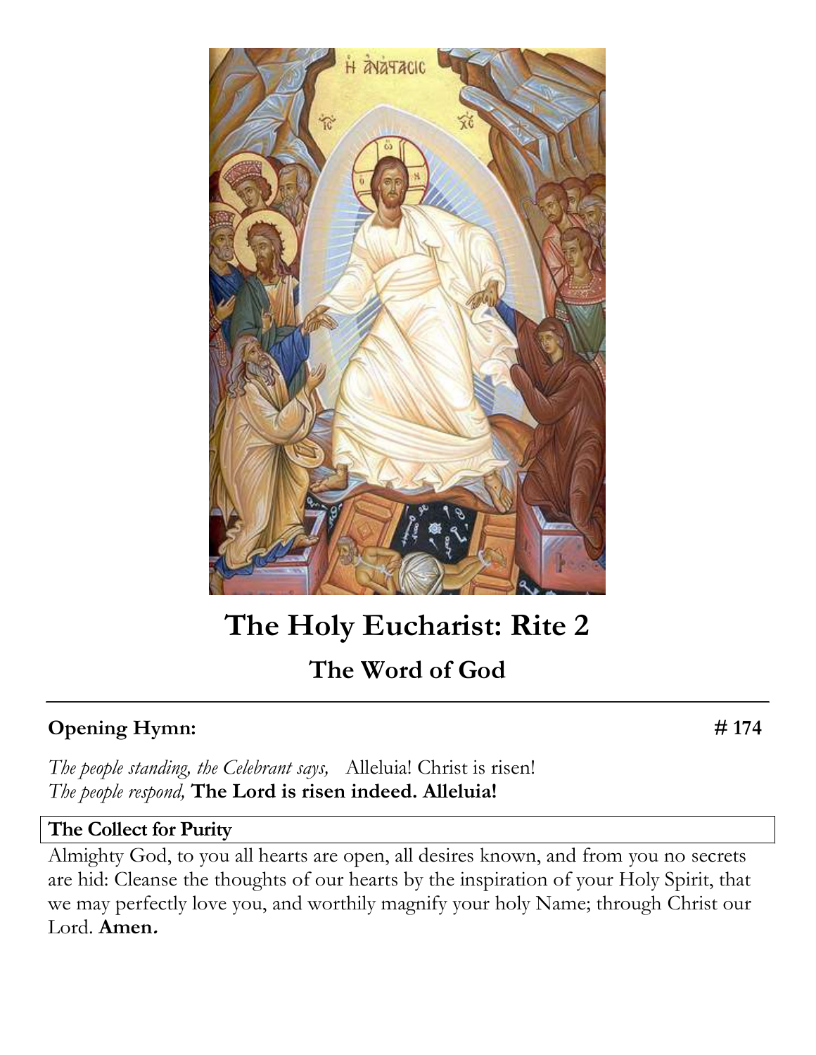# The Holy Eucharist: Rite 2

## The Word of God

**Opening Hymn:** **# 174**

*The people standing, the Celebrant says,* Alleluia! Christ is risen!
*The people respond,* **The Lord is risen indeed. Alleluia!**

**The Collect for Purity**

Almighty God, to you all hearts are open, all desires known, and from you no secrets are hid: Cleanse the thoughts of our hearts by the inspiration of your Holy Spirit, that we may perfectly love you, and worthily magnify your holy Name; through Christ our Lord. **Amen.**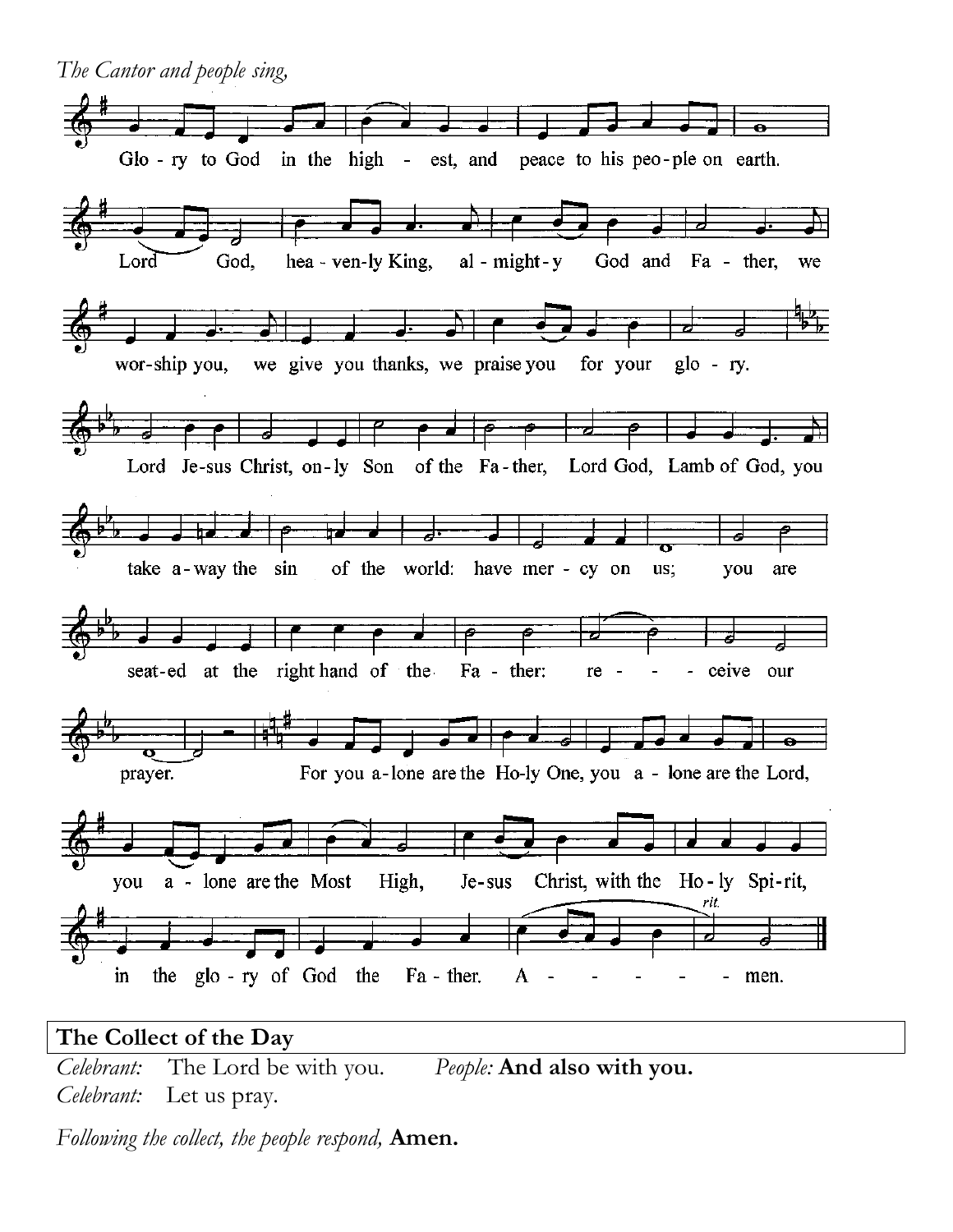*The Cantor and people sing,*

Glo - ry to God in the high - est, and peace to his peo - ple on earth.

Lord God, hea - ven - ly King, al - might - y God and Fa - ther, we wor - ship you, we give you thanks, we praise you for your glo - ry.

Lord Je - sus Christ, on - ly Son of the Fa - ther, Lord God, Lamb of God, you take a - way the sin of the world: have mer - cy on us; you are seat - ed at the right hand of the Fa - ther: re - - - ceive our prayer.

For you a - lone are the Ho - ly One, you a - lone are the Lord, you a - lone are the Most High, Je - sus Christ, with the Ho - ly Spi - rit, in the glo - ry of God the Fa - ther. A - - - - - men.

## The Collect of the Day

*Celebrant:* The Lord be with you. *People:* **And also with you.**
*Celebrant:* Let us pray.

*Following the collect, the people respond,* **Amen.**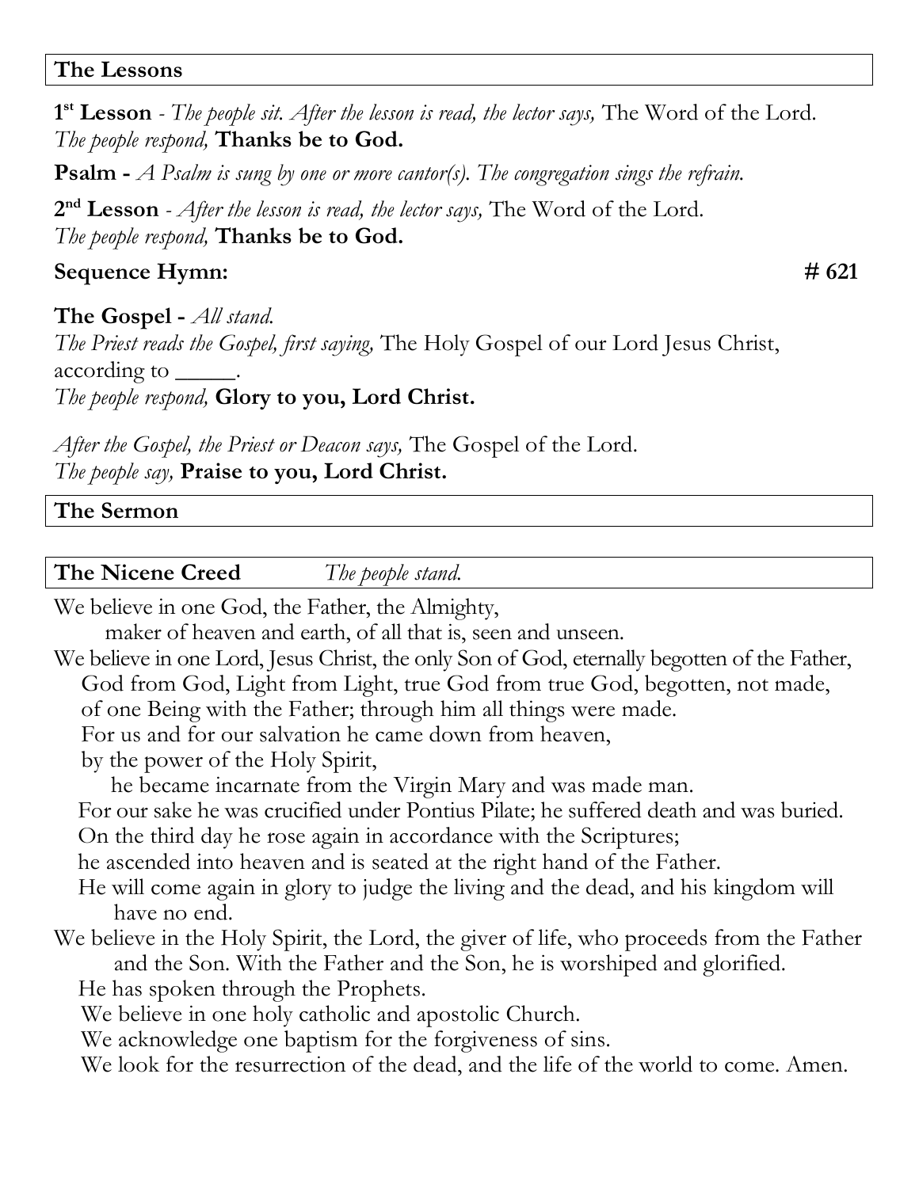## The Lessons

**1st Lesson** - *The people sit. After the lesson is read, the lector says,* The Word of the Lord.
*The people respond,* **Thanks be to God.**

**Psalm -** *A Psalm is sung by one or more cantor(s). The congregation sings the refrain.*

**2nd Lesson** - *After the lesson is read, the lector says,* The Word of the Lord.
*The people respond,* **Thanks be to God.**

**Sequence Hymn: # 621**

**The Gospel -** *All stand.*
*The Priest reads the Gospel, first saying,* The Holy Gospel of our Lord Jesus Christ, according to _____.
*The people respond,* **Glory to you, Lord Christ.**

*After the Gospel, the Priest or Deacon says,* The Gospel of the Lord.
*The people say,* **Praise to you, Lord Christ.**

## The Sermon

## The Nicene Creed *The people stand.*

We believe in one God, the Father, the Almighty,
maker of heaven and earth, of all that is, seen and unseen.
We believe in one Lord, Jesus Christ, the only Son of God, eternally begotten of the Father,
God from God, Light from Light, true God from true God, begotten, not made,
of one Being with the Father; through him all things were made.
For us and for our salvation he came down from heaven,
by the power of the Holy Spirit,
he became incarnate from the Virgin Mary and was made man.
For our sake he was crucified under Pontius Pilate; he suffered death and was buried.
On the third day he rose again in accordance with the Scriptures;
he ascended into heaven and is seated at the right hand of the Father.
He will come again in glory to judge the living and the dead, and his kingdom will have no end.
We believe in the Holy Spirit, the Lord, the giver of life, who proceeds from the Father and the Son. With the Father and the Son, he is worshiped and glorified.
He has spoken through the Prophets.
We believe in one holy catholic and apostolic Church.
We acknowledge one baptism for the forgiveness of sins.
We look for the resurrection of the dead, and the life of the world to come. Amen.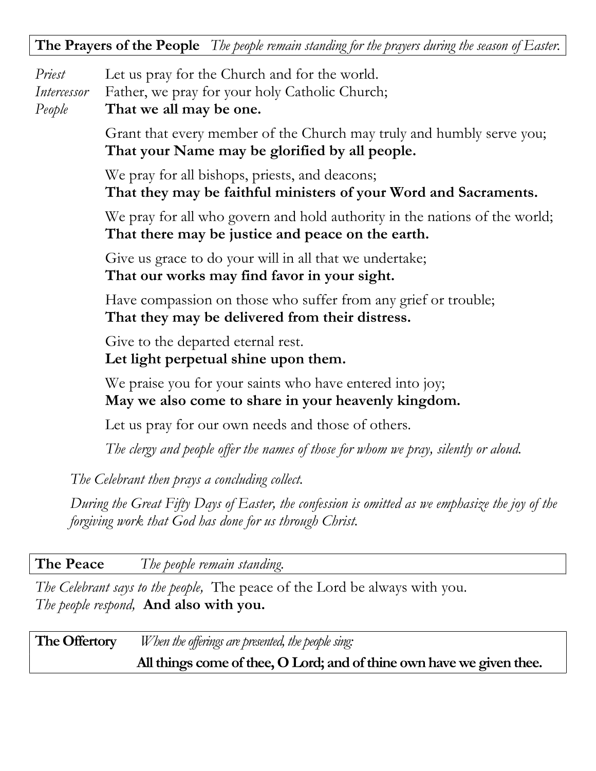**The Prayers of the People** *The people remain standing for the prayers during the season of Easter.*

*Priest* Let us pray for the Church and for the world.
*Intercessor* Father, we pray for your holy Catholic Church;
*People* **That we all may be one.**

Grant that every member of the Church may truly and humbly serve you;
**That your Name may be glorified by all people.**

We pray for all bishops, priests, and deacons;
**That they may be faithful ministers of your Word and Sacraments.**

We pray for all who govern and hold authority in the nations of the world;
**That there may be justice and peace on the earth.**

Give us grace to do your will in all that we undertake;
**That our works may find favor in your sight.**

Have compassion on those who suffer from any grief or trouble;
**That they may be delivered from their distress.**

Give to the departed eternal rest.
**Let light perpetual shine upon them.**

We praise you for your saints who have entered into joy;
**May we also come to share in your heavenly kingdom.**

Let us pray for our own needs and those of others.

*The clergy and people offer the names of those for whom we pray, silently or aloud.*

*The Celebrant then prays a concluding collect.*

*During the Great Fifty Days of Easter, the confession is omitted as we emphasize the joy of the forgiving work that God has done for us through Christ.*

**The Peace** *The people remain standing.*

*The Celebrant says to the people,* The peace of the Lord be always with you.
*The people respond,* **And also with you.**

**The Offertory** *When the offerings are presented, the people sing:*

**All things come of thee, O Lord; and of thine own have we given thee.**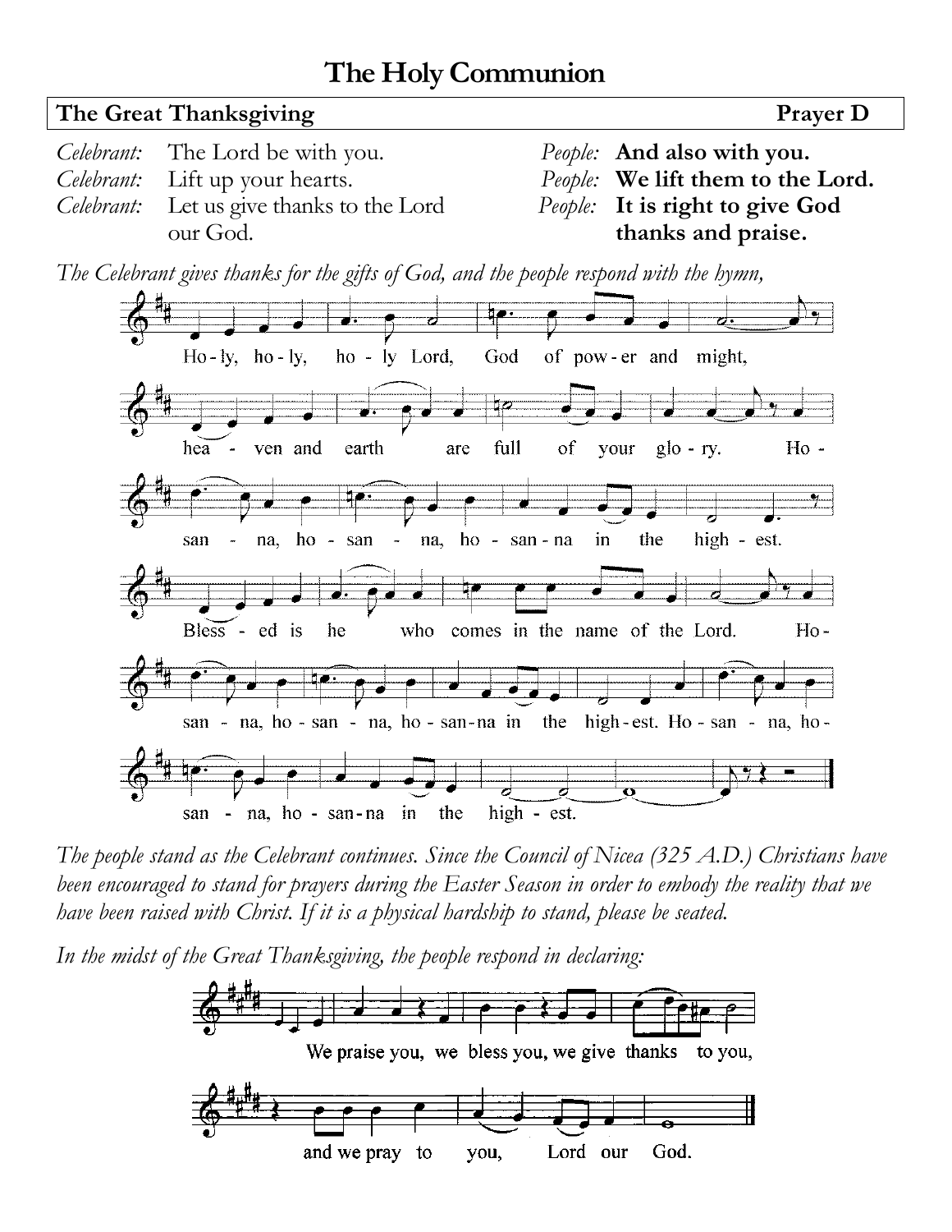# The Holy Communion

**The Great Thanksgiving** **Prayer D**

*Celebrant:* The Lord be with you.
*People:* **And also with you.**

*Celebrant:* Lift up your hearts.
*People:* **We lift them to the Lord.**

*Celebrant:* Let us give thanks to the Lord our God.
*People:* **It is right to give God thanks and praise.**

*The Celebrant gives thanks for the gifts of God, and the people respond with the hymn,*

Holy, holy, holy Lord, God of power and might, heaven and earth are full of your glory. Hosanna, hosanna, hosanna in the highest. Blessed is he who comes in the name of the Lord. Hosanna, hosanna, hosanna in the highest. Hosanna, hosanna, hosanna in the highest.

*The people stand as the Celebrant continues. Since the Council of Nicea (325 A.D.) Christians have been encouraged to stand for prayers during the Easter Season in order to embody the reality that we have been raised with Christ. If it is a physical hardship to stand, please be seated.*

*In the midst of the Great Thanksgiving, the people respond in declaring:*

We praise you, we bless you, we give thanks to you, and we pray to you, Lord our God.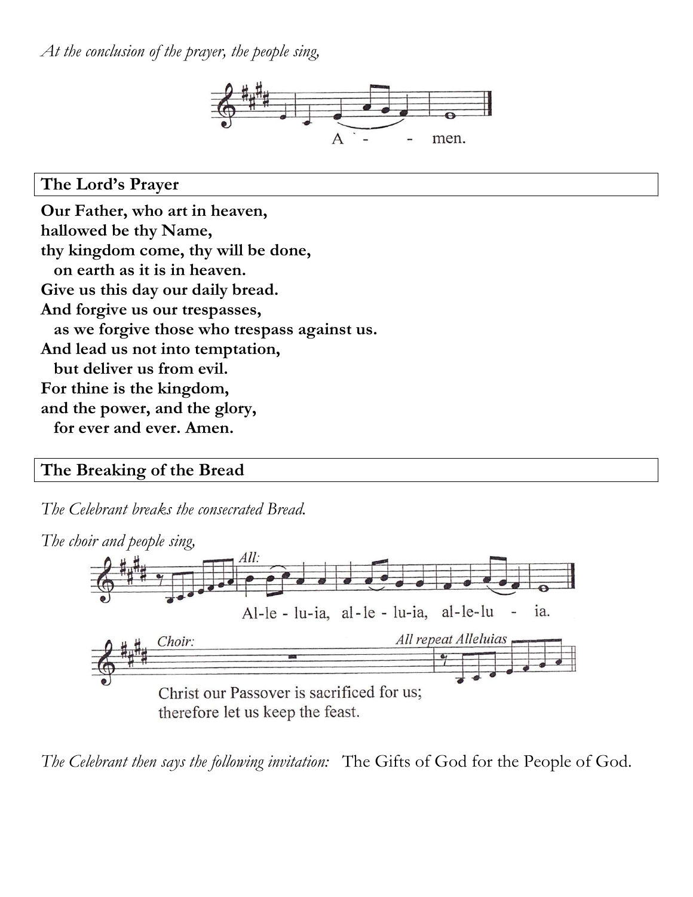*At the conclusion of the prayer, the people sing,*

A - - men.

## The Lord's Prayer

**Our Father, who art in heaven,**
**hallowed be thy Name,**
**thy kingdom come, thy will be done,**
**on earth as it is in heaven.**
**Give us this day our daily bread.**
**And forgive us our trespasses,**
**as we forgive those who trespass against us.**
**And lead us not into temptation,**
**but deliver us from evil.**
**For thine is the kingdom,**
**and the power, and the glory,**
**for ever and ever. Amen.**

## The Breaking of the Bread

*The Celebrant breaks the consecrated Bread.*

*The choir and people sing,*

*All:*

Al-le - lu-ia, al - le - lu-ia, al-le-lu - ia.

*Choir:*

Christ our Passover is sacrificed for us;
therefore let us keep the feast.

*All repeat Alleluias*

*The Celebrant then says the following invitation:* The Gifts of God for the People of God.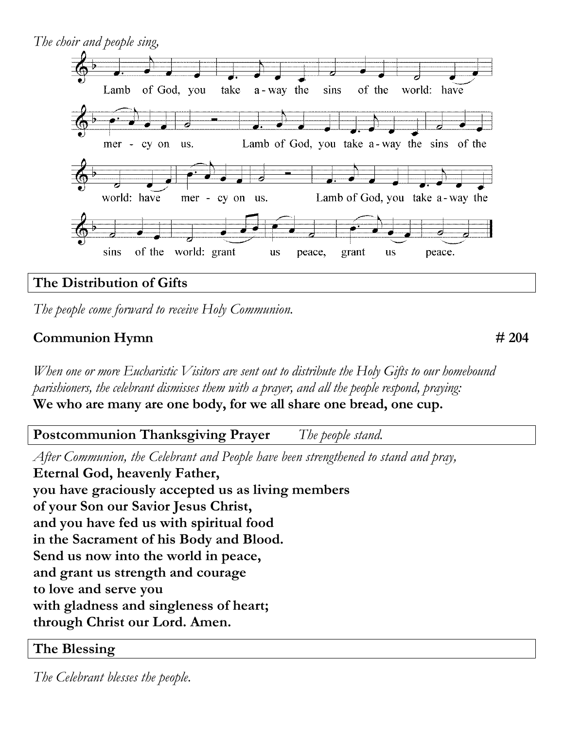*The choir and people sing,*

Lamb of God, you take away the sins of the world: have mercy on us.
Lamb of God, you take away the sins of the world: have mercy on us.
Lamb of God, you take away the sins of the world: grant us peace, grant us peace.

## The Distribution of Gifts

*The people come forward to receive Holy Communion.*

**Communion Hymn** **# 204**

*When one or more Eucharistic Visitors are sent out to distribute the Holy Gifts to our homebound parishioners, the celebrant dismisses them with a prayer, and all the people respond, praying:*
**We who are many are one body, for we all share one bread, one cup.**

## Postcommunion Thanksgiving Prayer *The people stand.*

*After Communion, the Celebrant and People have been strengthened to stand and pray,*
**Eternal God, heavenly Father,**
**you have graciously accepted us as living members**
**of your Son our Savior Jesus Christ,**
**and you have fed us with spiritual food**
**in the Sacrament of his Body and Blood.**
**Send us now into the world in peace,**
**and grant us strength and courage**
**to love and serve you**
**with gladness and singleness of heart;**
**through Christ our Lord. Amen.**

## The Blessing

*The Celebrant blesses the people.*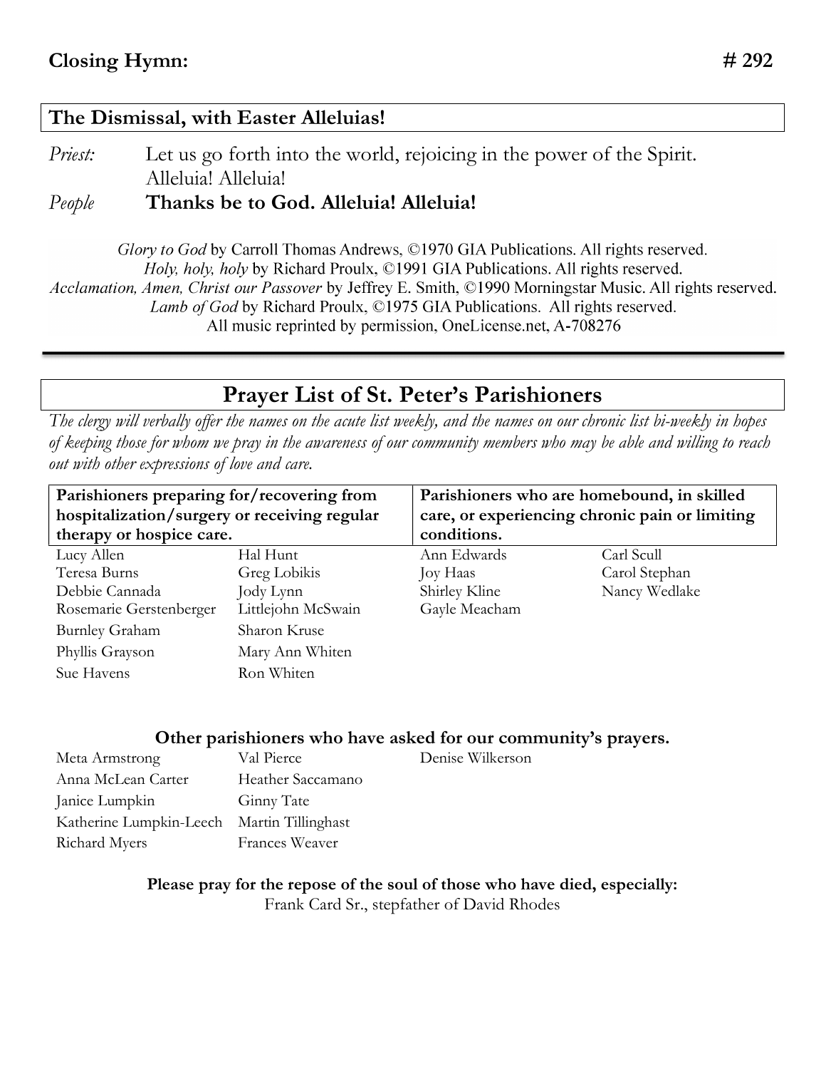**Closing Hymn:** **# 292**

### The Dismissal, with Easter Alleluias!

*Priest:* Let us go forth into the world, rejoicing in the power of the Spirit. Alleluia! Alleluia!

*People* **Thanks be to God. Alleluia! Alleluia!**

*Glory to God* by Carroll Thomas Andrews, ©1970 GIA Publications. All rights reserved.
*Holy, holy, holy* by Richard Proulx, ©1991 GIA Publications. All rights reserved.
*Acclamation, Amen, Christ our Passover* by Jeffrey E. Smith, ©1990 Morningstar Music. All rights reserved.
*Lamb of God* by Richard Proulx, ©1975 GIA Publications. All rights reserved.
All music reprinted by permission, OneLicense.net, A-708276

## Prayer List of St. Peter's Parishioners

*The clergy will verbally offer the names on the acute list weekly, and the names on our chronic list bi-weekly in hopes of keeping those for whom we pray in the awareness of our community members who may be able and willing to reach out with other expressions of love and care.*

| **Parishioners preparing for/recovering from hospitalization/surgery or receiving regular therapy or hospice care.** | | **Parishioners who are homebound, in skilled care, or experiencing chronic pain or limiting conditions.** | |
|---|---|---|---|
| Lucy Allen | Hal Hunt | Ann Edwards | Carl Scull |
| Teresa Burns | Greg Lobikis | Joy Haas | Carol Stephan |
| Debbie Cannada | Jody Lynn | Shirley Kline | Nancy Wedlake |
| Rosemarie Gerstenberger | Littlejohn McSwain | Gayle Meacham | |
| Burnley Graham | Sharon Kruse | | |
| Phyllis Grayson | Mary Ann Whiten | | |
| Sue Havens | Ron Whiten | | |

**Other parishioners who have asked for our community's prayers.**

| | | |
|---|---|---|
| Meta Armstrong | Val Pierce | Denise Wilkerson |
| Anna McLean Carter | Heather Saccamano | |
| Janice Lumpkin | Ginny Tate | |
| Katherine Lumpkin-Leech | Martin Tillinghast | |
| Richard Myers | Frances Weaver | |

**Please pray for the repose of the soul of those who have died, especially:**
Frank Card Sr., stepfather of David Rhodes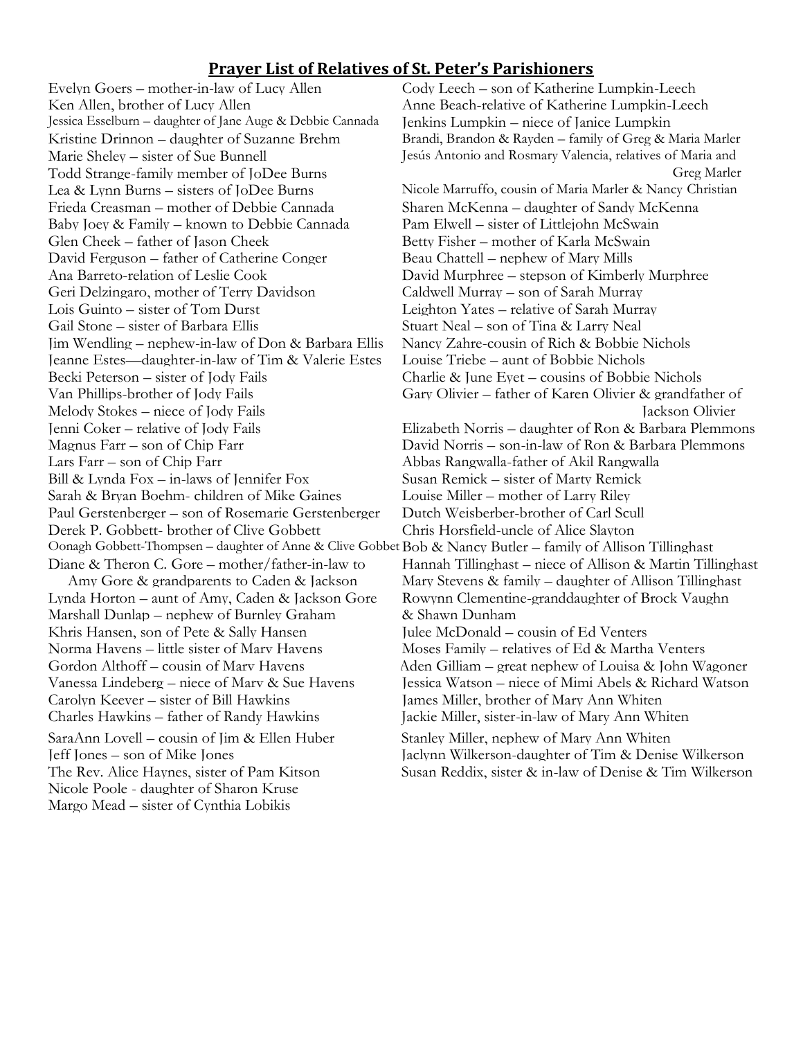## Prayer List of Relatives of St. Peter's Parishioners

Evelyn Goers – mother-in-law of Lucy Allen
Ken Allen, brother of Lucy Allen
Jessica Esselburn – daughter of Jane Auge & Debbie Cannada
Kristine Drinnon – daughter of Suzanne Brehm
Marie Sheley – sister of Sue Bunnell
Todd Strange-family member of JoDee Burns
Lea & Lynn Burns – sisters of JoDee Burns
Frieda Creasman – mother of Debbie Cannada
Baby Joey & Family – known to Debbie Cannada
Glen Cheek – father of Jason Cheek
David Ferguson – father of Catherine Conger
Ana Barreto-relation of Leslie Cook
Geri Delzingaro, mother of Terry Davidson
Lois Guinto – sister of Tom Durst
Gail Stone – sister of Barbara Ellis
Jim Wendling – nephew-in-law of Don & Barbara Ellis
Jeanne Estes—daughter-in-law of Tim & Valerie Estes
Becki Peterson – sister of Jody Fails
Van Phillips-brother of Jody Fails
Melody Stokes – niece of Jody Fails
Jenni Coker – relative of Jody Fails
Magnus Farr – son of Chip Farr
Lars Farr – son of Chip Farr
Bill & Lynda Fox – in-laws of Jennifer Fox
Sarah & Bryan Boehm- children of Mike Gaines
Paul Gerstenberger – son of Rosemarie Gerstenberger
Derek P. Gobbett- brother of Clive Gobbett
Oonagh Gobbett-Thompsen – daughter of Anne & Clive Gobbet
Diane & Theron C. Gore – mother/father-in-law to Amy Gore & grandparents to Caden & Jackson
Lynda Horton – aunt of Amy, Caden & Jackson Gore
Marshall Dunlap – nephew of Burnley Graham
Khris Hansen, son of Pete & Sally Hansen
Norma Havens – little sister of Marv Havens
Gordon Althoff – cousin of Marv Havens
Vanessa Lindeberg – niece of Marv & Sue Havens
Carolyn Keever – sister of Bill Hawkins
Charles Hawkins – father of Randy Hawkins
SaraAnn Lovell – cousin of Jim & Ellen Huber
Jeff Jones – son of Mike Jones
The Rev. Alice Haynes, sister of Pam Kitson
Nicole Poole - daughter of Sharon Kruse
Margo Mead – sister of Cynthia Lobikis
Cody Leech – son of Katherine Lumpkin-Leech
Anne Beach-relative of Katherine Lumpkin-Leech
Jenkins Lumpkin – niece of Janice Lumpkin
Brandi, Brandon & Rayden – family of Greg & Maria Marler
Jesús Antonio and Rosmary Valencia, relatives of Maria and Greg Marler
Nicole Marruffo, cousin of Maria Marler & Nancy Christian
Sharen McKenna – daughter of Sandy McKenna
Pam Elwell – sister of Littlejohn McSwain
Betty Fisher – mother of Karla McSwain
Beau Chattell – nephew of Mary Mills
David Murphree – stepson of Kimberly Murphree
Caldwell Murray – son of Sarah Murray
Leighton Yates – relative of Sarah Murray
Stuart Neal – son of Tina & Larry Neal
Nancy Zahre-cousin of Rich & Bobbie Nichols
Louise Triebe – aunt of Bobbie Nichols
Charlie & June Eyet – cousins of Bobbie Nichols
Gary Olivier – father of Karen Olivier & grandfather of Jackson Olivier
Elizabeth Norris – daughter of Ron & Barbara Plemmons
David Norris – son-in-law of Ron & Barbara Plemmons
Abbas Rangwalla-father of Akil Rangwalla
Susan Remick – sister of Marty Remick
Louise Miller – mother of Larry Riley
Dutch Weisberber-brother of Carl Scull
Chris Horsfield-uncle of Alice Slayton
Bob & Nancy Butler – family of Allison Tillinghast
Hannah Tillinghast – niece of Allison & Martin Tillinghast
Mary Stevens & family – daughter of Allison Tillinghast
Rowynn Clementine-granddaughter of Brock Vaughn & Shawn Dunham
Julee McDonald – cousin of Ed Venters
Moses Family – relatives of Ed & Martha Venters
Aden Gilliam – great nephew of Louisa & John Wagoner
Jessica Watson – niece of Mimi Abels & Richard Watson
James Miller, brother of Mary Ann Whiten
Jackie Miller, sister-in-law of Mary Ann Whiten
Stanley Miller, nephew of Mary Ann Whiten
Jaclynn Wilkerson-daughter of Tim & Denise Wilkerson
Susan Reddix, sister & in-law of Denise & Tim Wilkerson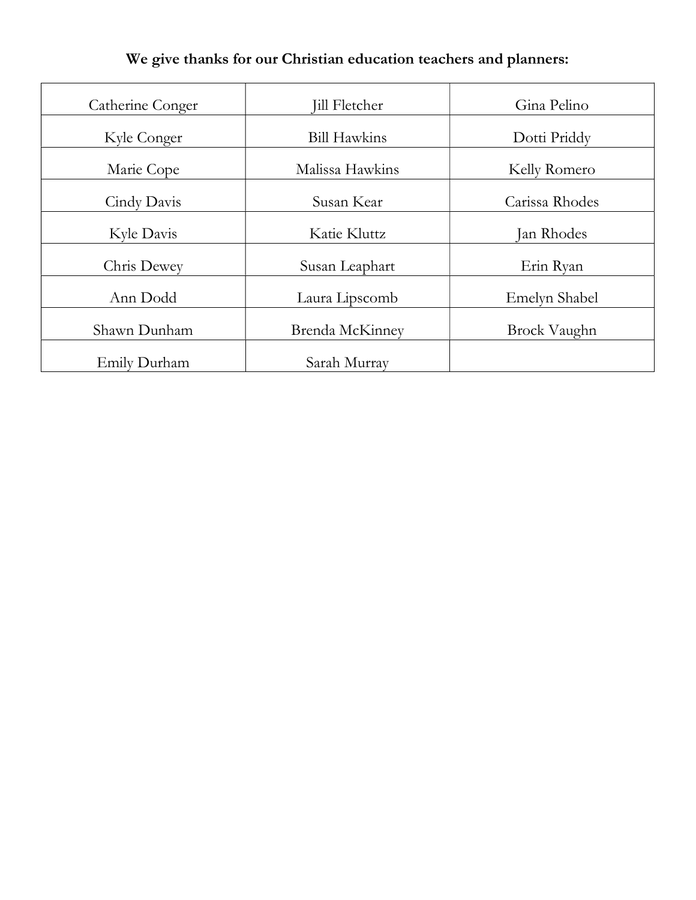**We give thanks for our Christian education teachers and planners:**

| | | |
|---|---|---|
| Catherine Conger | Jill Fletcher | Gina Pelino |
| Kyle Conger | Bill Hawkins | Dotti Priddy |
| Marie Cope | Malissa Hawkins | Kelly Romero |
| Cindy Davis | Susan Kear | Carissa Rhodes |
| Kyle Davis | Katie Kluttz | Jan Rhodes |
| Chris Dewey | Susan Leaphart | Erin Ryan |
| Ann Dodd | Laura Lipscomb | Emelyn Shabel |
| Shawn Dunham | Brenda McKinney | Brock Vaughn |
| Emily Durham | Sarah Murray | |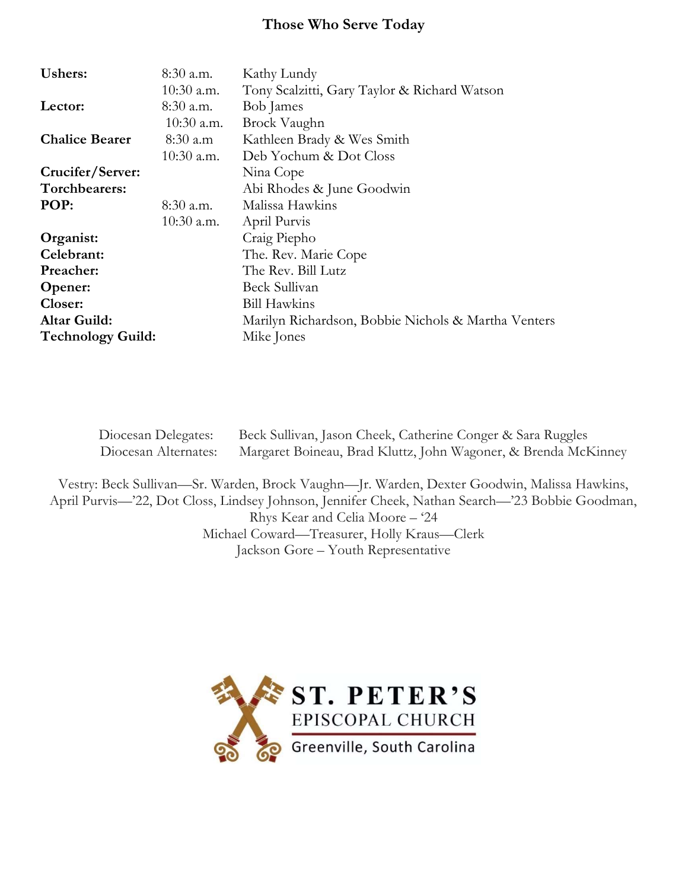# Those Who Serve Today

| | | |
|---|---|---|
| **Ushers:** | 8:30 a.m. | Kathy Lundy |
| | 10:30 a.m. | Tony Scalzitti, Gary Taylor & Richard Watson |
| **Lector:** | 8:30 a.m. | Bob James |
| | 10:30 a.m. | Brock Vaughn |
| **Chalice Bearer** | 8:30 a.m | Kathleen Brady & Wes Smith |
| | 10:30 a.m. | Deb Yochum & Dot Closs |
| **Crucifer/Server:** | | Nina Cope |
| **Torchbearers:** | | Abi Rhodes & June Goodwin |
| **POP:** | 8:30 a.m. | Malissa Hawkins |
| | 10:30 a.m. | April Purvis |
| **Organist:** | | Craig Piepho |
| **Celebrant:** | | The. Rev. Marie Cope |
| **Preacher:** | | The Rev. Bill Lutz |
| **Opener:** | | Beck Sullivan |
| **Closer:** | | Bill Hawkins |
| **Altar Guild:** | | Marilyn Richardson, Bobbie Nichols & Martha Venters |
| **Technology Guild:** | | Mike Jones |

Diocesan Delegates: Beck Sullivan, Jason Cheek, Catherine Conger & Sara Ruggles
Diocesan Alternates: Margaret Boineau, Brad Kluttz, John Wagoner, & Brenda McKinney

Vestry: Beck Sullivan—Sr. Warden, Brock Vaughn—Jr. Warden, Dexter Goodwin, Malissa Hawkins, April Purvis—'22, Dot Closs, Lindsey Johnson, Jennifer Cheek, Nathan Search—'23 Bobbie Goodman, Rhys Kear and Celia Moore – '24
Michael Coward—Treasurer, Holly Kraus—Clerk
Jackson Gore – Youth Representative

ST. PETER'S
EPISCOPAL CHURCH
Greenville, South Carolina